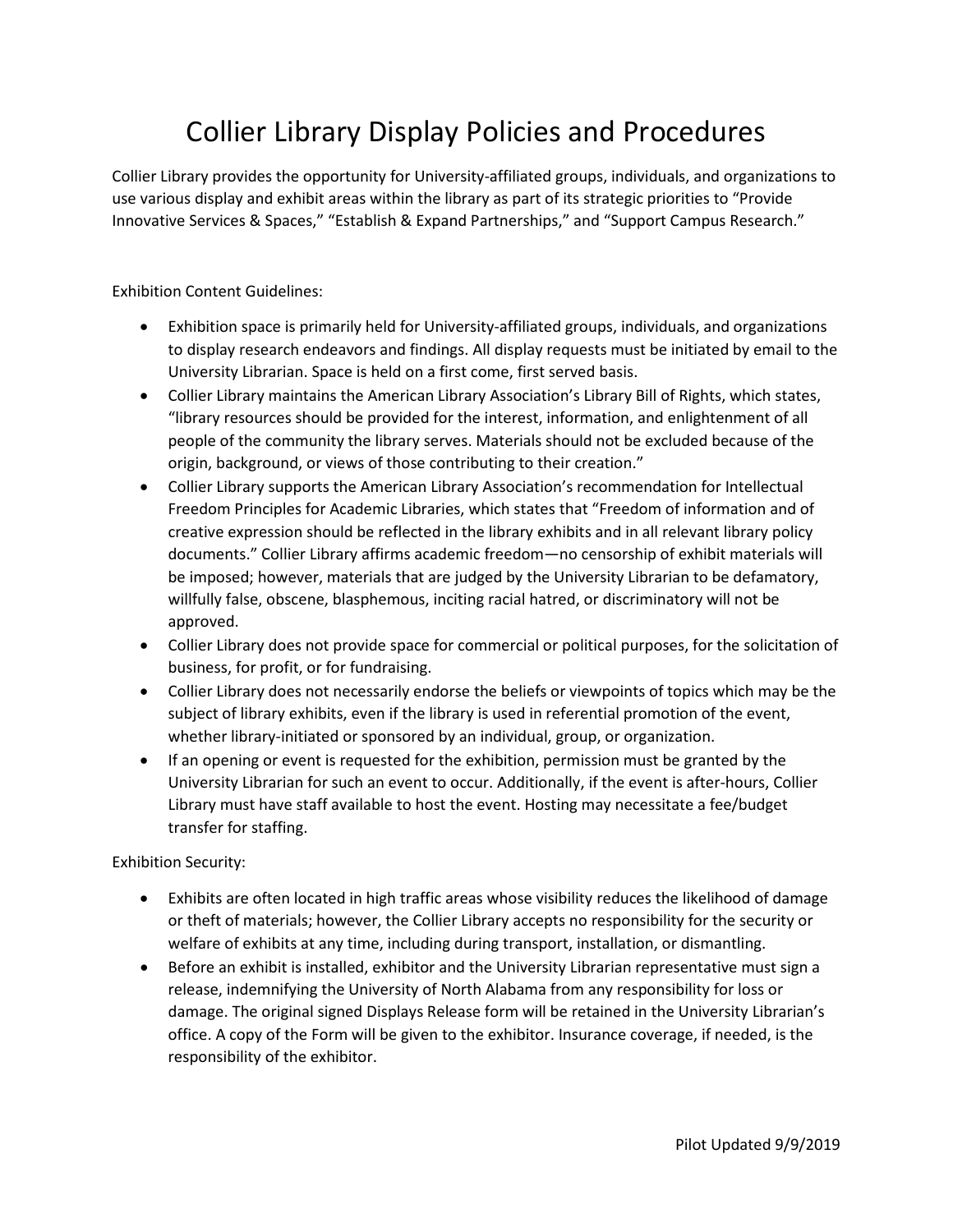# Collier Library Display Policies and Procedures

Collier Library provides the opportunity for University-affiliated groups, individuals, and organizations to use various display and exhibit areas within the library as part of its strategic priorities to "Provide Innovative Services & Spaces," "Establish & Expand Partnerships," and "Support Campus Research."

Exhibition Content Guidelines:

- Exhibition space is primarily held for University-affiliated groups, individuals, and organizations to display research endeavors and findings. All display requests must be initiated by email to the University Librarian. Space is held on a first come, first served basis.
- Collier Library maintains the American Library Association's Library Bill of Rights, which states, "library resources should be provided for the interest, information, and enlightenment of all people of the community the library serves. Materials should not be excluded because of the origin, background, or views of those contributing to their creation."
- Collier Library supports the American Library Association's recommendation for Intellectual Freedom Principles for Academic Libraries, which states that "Freedom of information and of creative expression should be reflected in the library exhibits and in all relevant library policy documents." Collier Library affirms academic freedom—no censorship of exhibit materials will be imposed; however, materials that are judged by the University Librarian to be defamatory, willfully false, obscene, blasphemous, inciting racial hatred, or discriminatory will not be approved.
- Collier Library does not provide space for commercial or political purposes, for the solicitation of business, for profit, or for fundraising.
- Collier Library does not necessarily endorse the beliefs or viewpoints of topics which may be the subject of library exhibits, even if the library is used in referential promotion of the event, whether library-initiated or sponsored by an individual, group, or organization.
- If an opening or event is requested for the exhibition, permission must be granted by the University Librarian for such an event to occur. Additionally, if the event is after-hours, Collier Library must have staff available to host the event. Hosting may necessitate a fee/budget transfer for staffing.

Exhibition Security:

- Exhibits are often located in high traffic areas whose visibility reduces the likelihood of damage or theft of materials; however, the Collier Library accepts no responsibility for the security or welfare of exhibits at any time, including during transport, installation, or dismantling.
- Before an exhibit is installed, exhibitor and the University Librarian representative must sign a release, indemnifying the University of North Alabama from any responsibility for loss or damage. The original signed Displays Release form will be retained in the University Librarian's office. A copy of the Form will be given to the exhibitor. Insurance coverage, if needed, is the responsibility of the exhibitor.

Pilot Updated 9/9/2019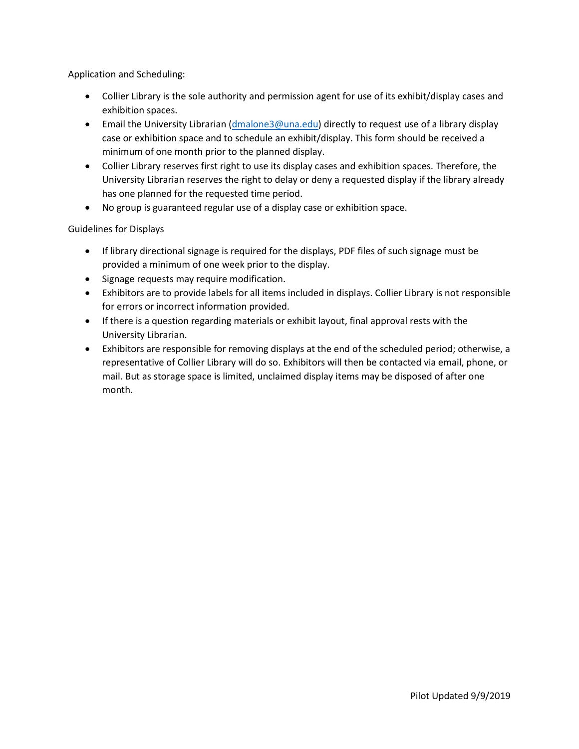Application and Scheduling:

- Collier Library is the sole authority and permission agent for use of its exhibit/display cases and exhibition spaces.
- Email the University Librarian (dmalone3@una.edu) directly to request use of a library display case or exhibition space and to schedule an exhibit/display. This form should be received a minimum of one month prior to the planned display.
- Collier Library reserves first right to use its display cases and exhibition spaces. Therefore, the University Librarian reserves the right to delay or deny a requested display if the library already has one planned for the requested time period.
- No group is guaranteed regular use of a display case or exhibition space.

Guidelines for Displays

- If library directional signage is required for the displays, PDF files of such signage must be provided a minimum of one week prior to the display.
- Signage requests may require modification.
- Exhibitors are to provide labels for all items included in displays. Collier Library is not responsible for errors or incorrect information provided.
- If there is a question regarding materials or exhibit layout, final approval rests with the University Librarian.
- Exhibitors are responsible for removing displays at the end of the scheduled period; otherwise, a representative of Collier Library will do so. Exhibitors will then be contacted via email, phone, or mail. But as storage space is limited, unclaimed display items may be disposed of after one month.

Pilot Updated 9/9/2019